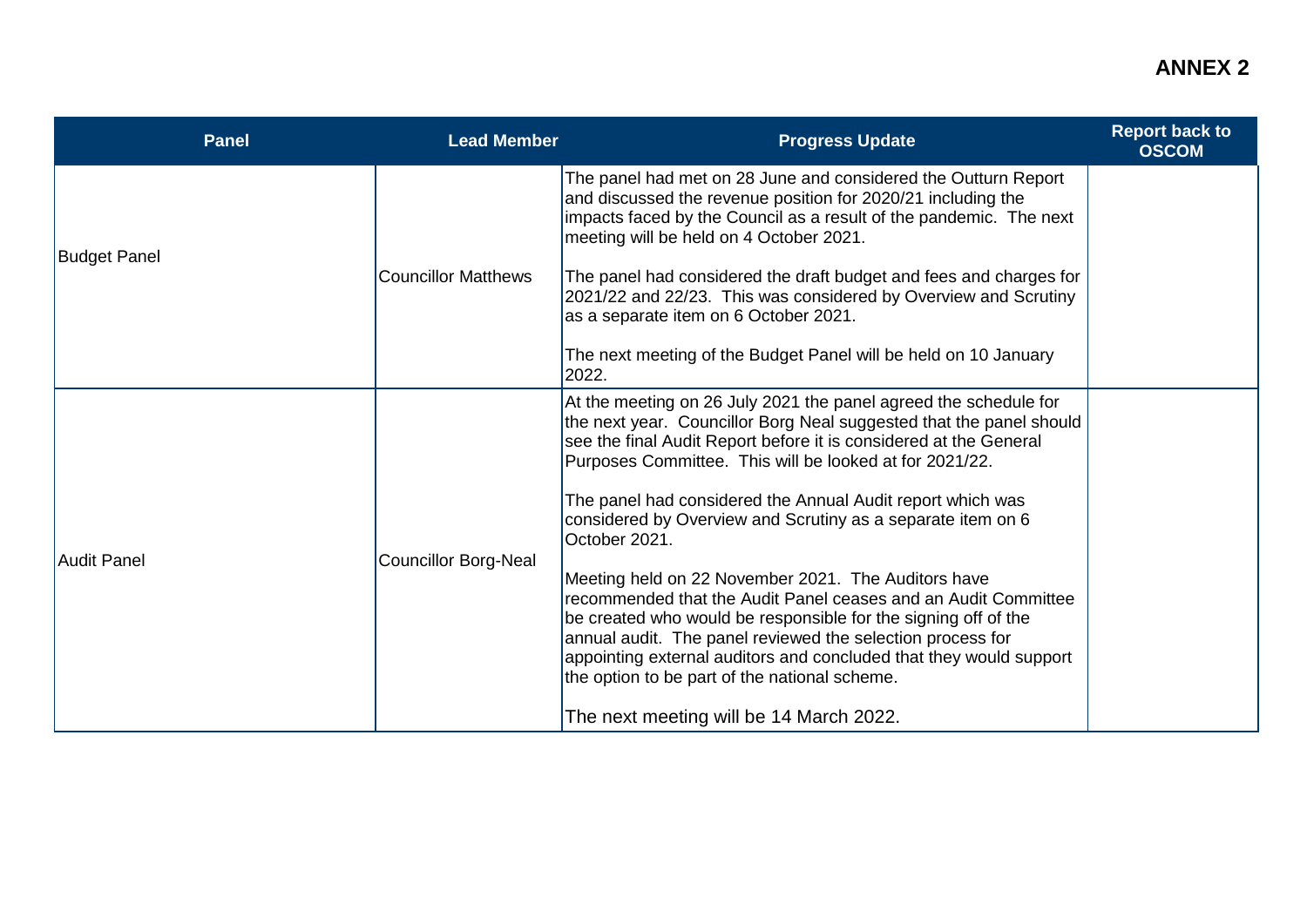# ANNEX 2

| Panel | Lead Member | Progress Update | Report back to OSCOM |
|---|---|---|---|
| Budget Panel | Councillor Matthews | The panel had met on 28 June and considered the Outturn Report and discussed the revenue position for 2020/21 including the impacts faced by the Council as a result of the pandemic. The next meeting will be held on 4 October 2021.<br><br>The panel had considered the draft budget and fees and charges for 2021/22 and 22/23. This was considered by Overview and Scrutiny as a separate item on 6 October 2021.<br><br>The next meeting of the Budget Panel will be held on 10 January 2022. | |
| Audit Panel | Councillor Borg-Neal | At the meeting on 26 July 2021 the panel agreed the schedule for the next year. Councillor Borg Neal suggested that the panel should see the final Audit Report before it is considered at the General Purposes Committee. This will be looked at for 2021/22.<br><br>The panel had considered the Annual Audit report which was considered by Overview and Scrutiny as a separate item on 6 October 2021.<br><br>Meeting held on 22 November 2021. The Auditors have recommended that the Audit Panel ceases and an Audit Committee be created who would be responsible for the signing off of the annual audit. The panel reviewed the selection process for appointing external auditors and concluded that they would support the option to be part of the national scheme.<br><br>The next meeting will be 14 March 2022. | |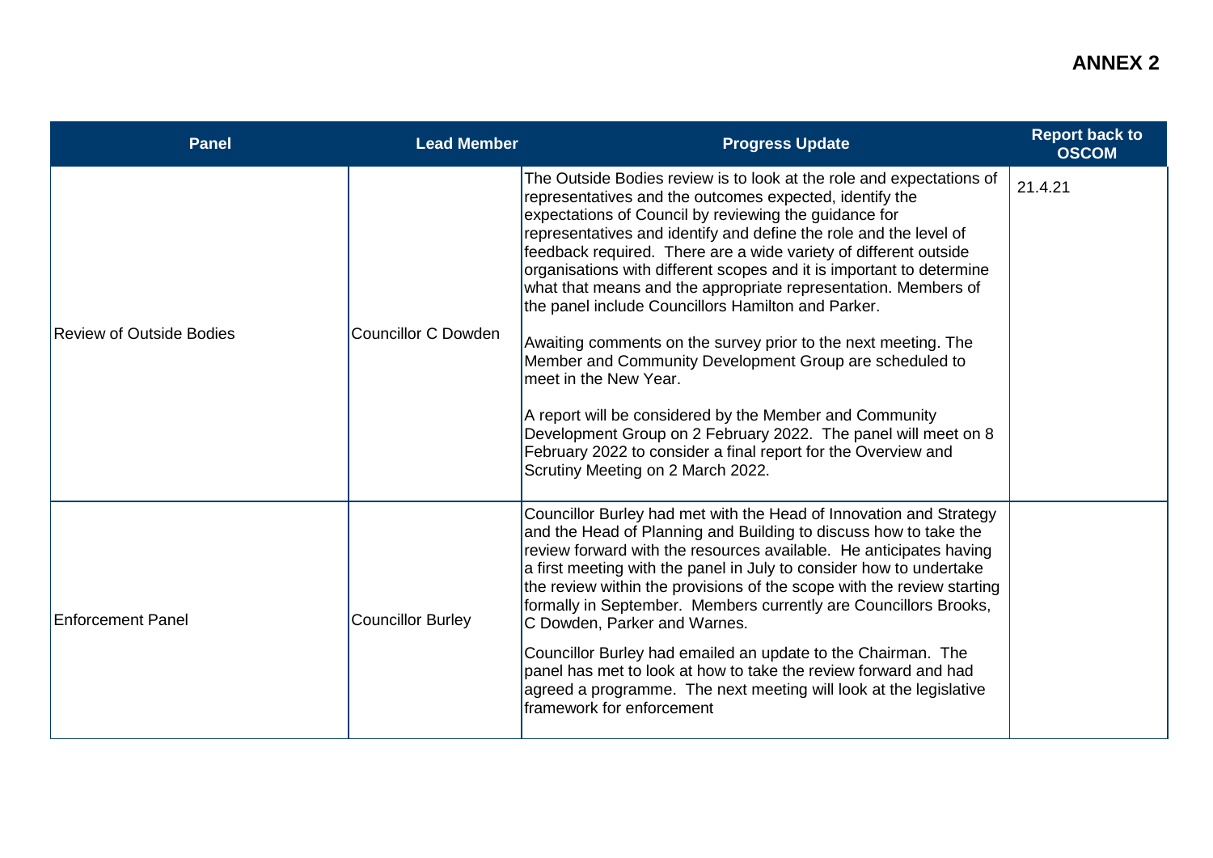**ANNEX 2**

| Panel | Lead Member | Progress Update | Report back to OSCOM |
|---|---|---|---|
| Review of Outside Bodies | Councillor C Dowden | The Outside Bodies review is to look at the role and expectations of representatives and the outcomes expected, identify the expectations of Council by reviewing the guidance for representatives and identify and define the role and the level of feedback required. There are a wide variety of different outside organisations with different scopes and it is important to determine what that means and the appropriate representation. Members of the panel include Councillors Hamilton and Parker.<br><br>Awaiting comments on the survey prior to the next meeting. The Member and Community Development Group are scheduled to meet in the New Year.<br><br>A report will be considered by the Member and Community Development Group on 2 February 2022. The panel will meet on 8 February 2022 to consider a final report for the Overview and Scrutiny Meeting on 2 March 2022. | 21.4.21 |
| Enforcement Panel | Councillor Burley | Councillor Burley had met with the Head of Innovation and Strategy and the Head of Planning and Building to discuss how to take the review forward with the resources available. He anticipates having a first meeting with the panel in July to consider how to undertake the review within the provisions of the scope with the review starting formally in September. Members currently are Councillors Brooks, C Dowden, Parker and Warnes.<br><br>Councillor Burley had emailed an update to the Chairman. The panel has met to look at how to take the review forward and had agreed a programme. The next meeting will look at the legislative framework for enforcement | |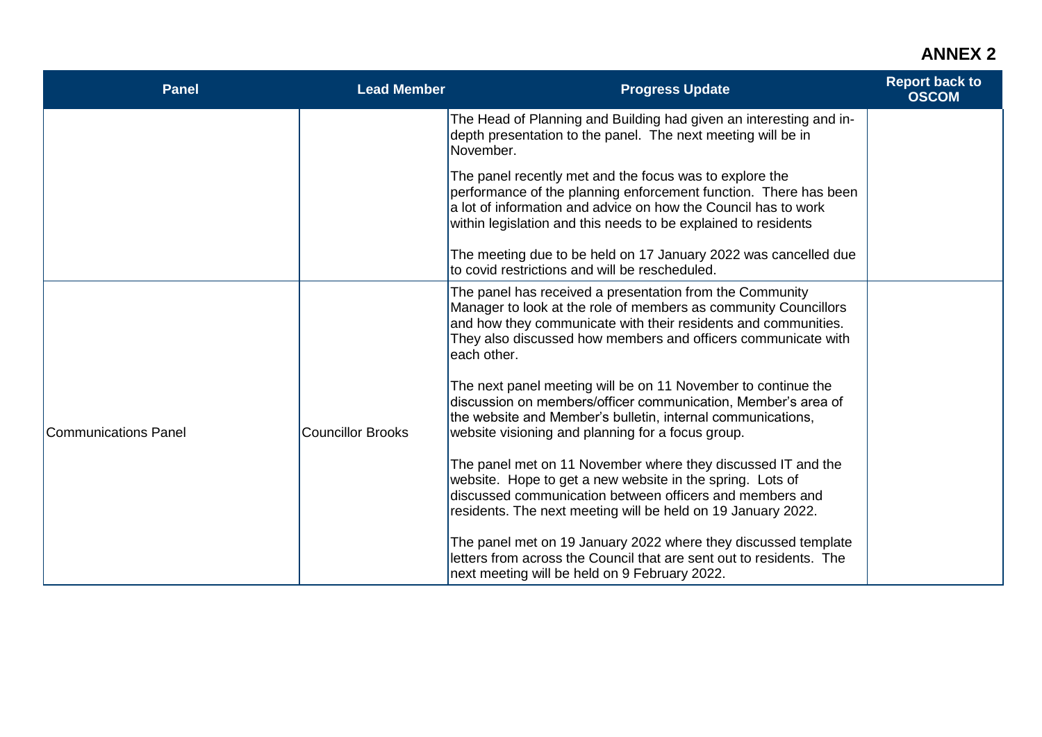**ANNEX 2**

| Panel | Lead Member | Progress Update | Report back to OSCOM |
|---|---|---|---|
| | | The Head of Planning and Building had given an interesting and in-depth presentation to the panel. The next meeting will be in November.<br><br>The panel recently met and the focus was to explore the performance of the planning enforcement function. There has been a lot of information and advice on how the Council has to work within legislation and this needs to be explained to residents<br><br>The meeting due to be held on 17 January 2022 was cancelled due to covid restrictions and will be rescheduled. | |
| Communications Panel | Councillor Brooks | The panel has received a presentation from the Community Manager to look at the role of members as community Councillors and how they communicate with their residents and communities. They also discussed how members and officers communicate with each other.<br><br>The next panel meeting will be on 11 November to continue the discussion on members/officer communication, Member's area of the website and Member's bulletin, internal communications, website visioning and planning for a focus group.<br><br>The panel met on 11 November where they discussed IT and the website. Hope to get a new website in the spring. Lots of discussed communication between officers and members and residents. The next meeting will be held on 19 January 2022.<br><br>The panel met on 19 January 2022 where they discussed template letters from across the Council that are sent out to residents. The next meeting will be held on 9 February 2022. | |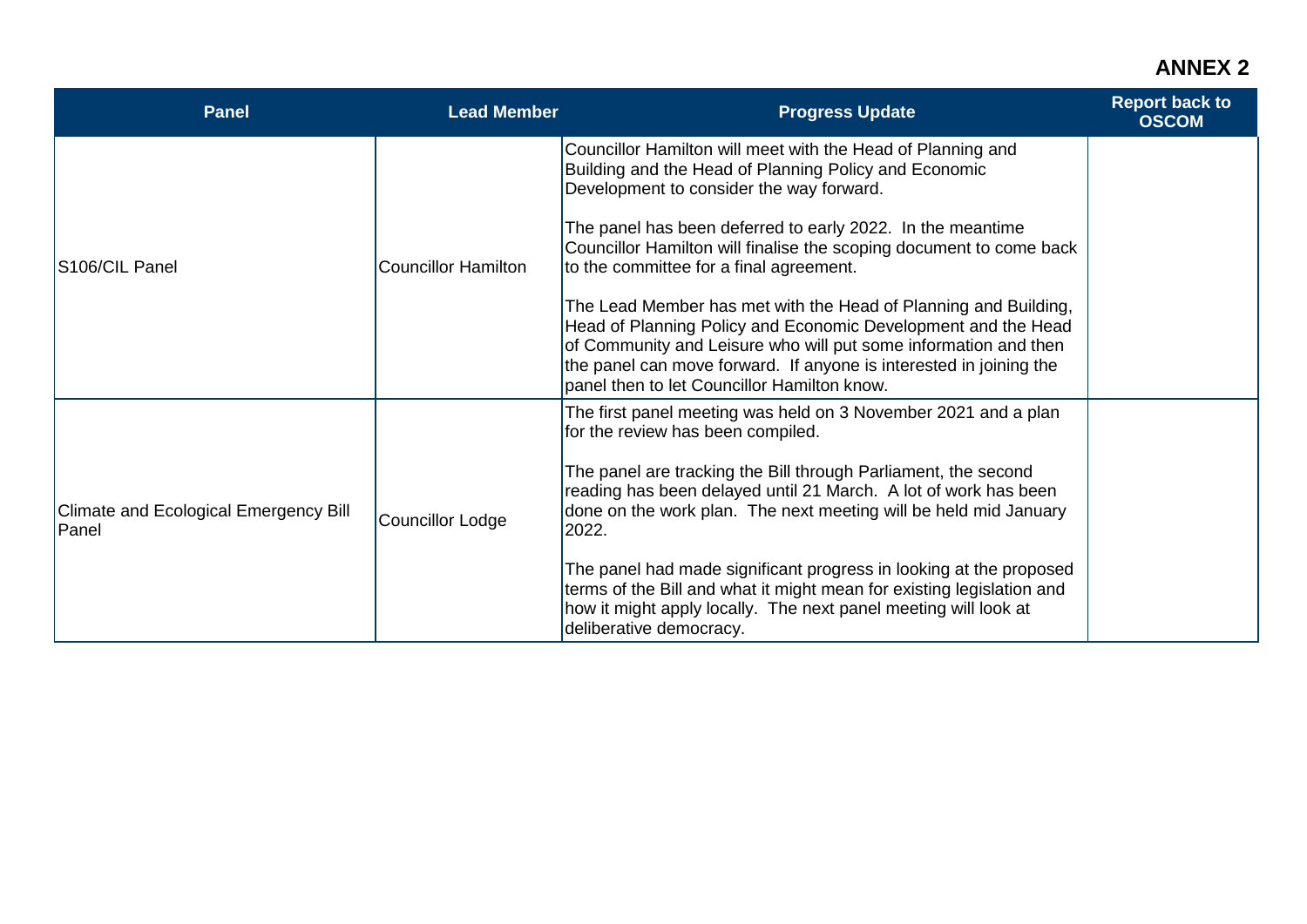# ANNEX 2

| Panel | Lead Member | Progress Update | Report back to OSCOM |
|---|---|---|---|
| S106/CIL Panel | Councillor Hamilton | Councillor Hamilton will meet with the Head of Planning and Building and the Head of Planning Policy and Economic Development to consider the way forward.<br><br>The panel has been deferred to early 2022. In the meantime Councillor Hamilton will finalise the scoping document to come back to the committee for a final agreement.<br><br>The Lead Member has met with the Head of Planning and Building, Head of Planning Policy and Economic Development and the Head of Community and Leisure who will put some information and then the panel can move forward. If anyone is interested in joining the panel then to let Councillor Hamilton know. | |
| Climate and Ecological Emergency Bill Panel | Councillor Lodge | The first panel meeting was held on 3 November 2021 and a plan for the review has been compiled.<br><br>The panel are tracking the Bill through Parliament, the second reading has been delayed until 21 March. A lot of work has been done on the work plan. The next meeting will be held mid January 2022.<br><br>The panel had made significant progress in looking at the proposed terms of the Bill and what it might mean for existing legislation and how it might apply locally. The next panel meeting will look at deliberative democracy. | |